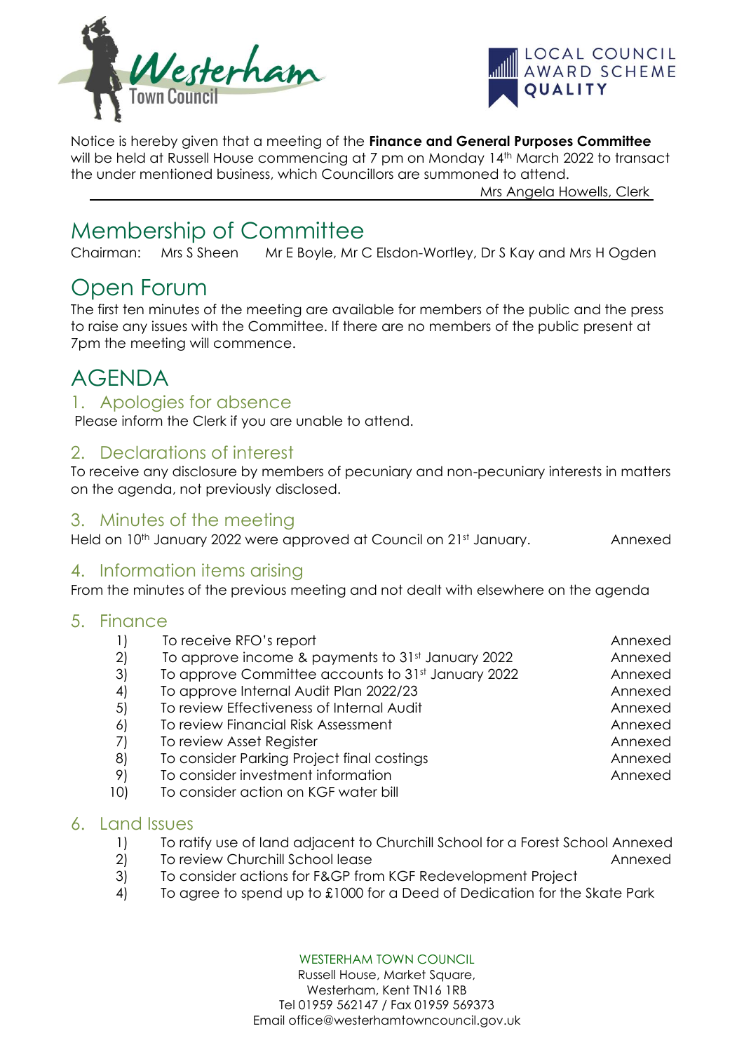Notice is hereby given that a meeting of the **Finance and General Purposes Committee** will be held at Russell House commencing at 7 pm on Monday 14th March 2022 to transact the under mentioned business, which Councillors are summoned to attend.

Mrs Angela Howells, Clerk

# Membership of Committee

Chairman: Mrs S Sheen Mr E Boyle, Mr C Elsdon-Wortley, Dr S Kay and Mrs H Ogden

# Open Forum

The first ten minutes of the meeting are available for members of the public and the press to raise any issues with the Committee. If there are no members of the public present at 7pm the meeting will commence.

# AGENDA

## 1. Apologies for absence

Please inform the Clerk if you are unable to attend.

## 2. Declarations of interest

To receive any disclosure by members of pecuniary and non-pecuniary interests in matters on the agenda, not previously disclosed.

## 3. Minutes of the meeting

Held on 10th January 2022 were approved at Council on 21st January. Annexed

## 4. Information items arising

From the minutes of the previous meeting and not dealt with elsewhere on the agenda

## 5. Finance

1) To receive RFO's report Annexed
2) To approve income & payments to 31st January 2022 Annexed
3) To approve Committee accounts to 31st January 2022 Annexed
4) To approve Internal Audit Plan 2022/23 Annexed
5) To review Effectiveness of Internal Audit Annexed
6) To review Financial Risk Assessment Annexed
7) To review Asset Register Annexed
8) To consider Parking Project final costings Annexed
9) To consider investment information Annexed
10) To consider action on KGF water bill

## 6. Land Issues

1) To ratify use of land adjacent to Churchill School for a Forest School Annexed
2) To review Churchill School lease Annexed
3) To consider actions for F&GP from KGF Redevelopment Project
4) To agree to spend up to £1000 for a Deed of Dedication for the Skate Park

WESTERHAM TOWN COUNCIL
Russell House, Market Square,
Westerham, Kent TN16 1RB
Tel 01959 562147 / Fax 01959 569373
Email office@westerhamtowncouncil.gov.uk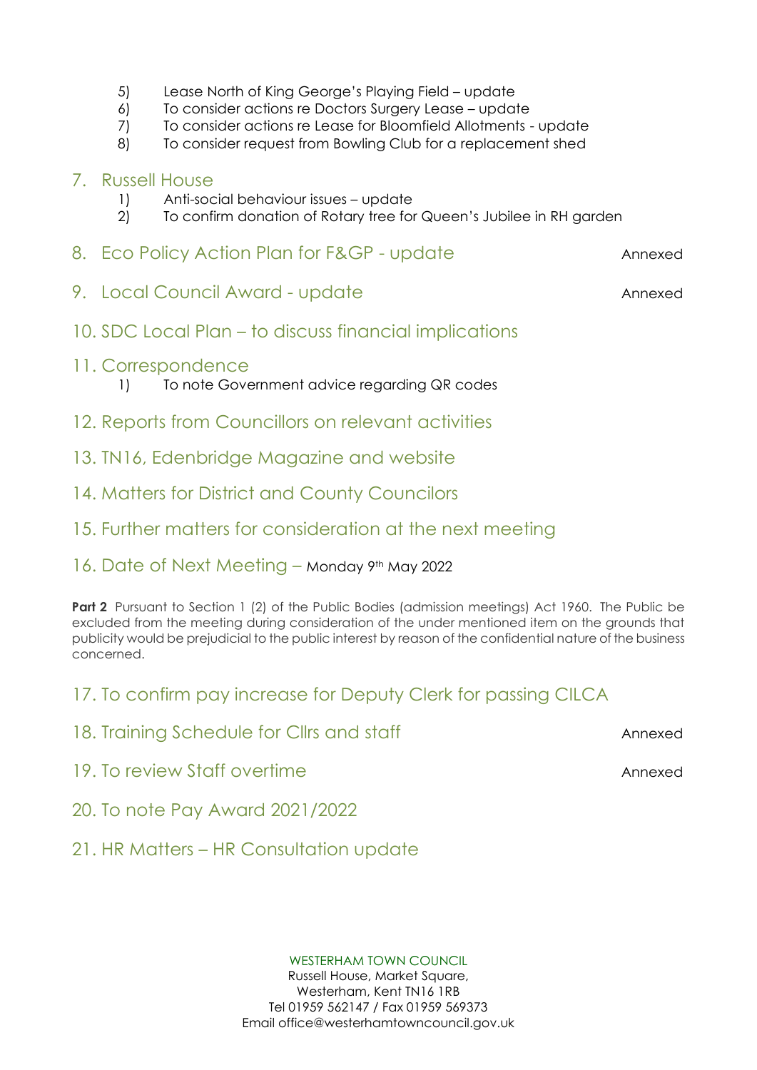5) Lease North of King George's Playing Field – update
6) To consider actions re Doctors Surgery Lease – update
7) To consider actions re Lease for Bloomfield Allotments - update
8) To consider request from Bowling Club for a replacement shed

## 7. Russell House

1) Anti-social behaviour issues – update
2) To confirm donation of Rotary tree for Queen's Jubilee in RH garden

## 8. Eco Policy Action Plan for F&GP - update

Annexed

## 9. Local Council Award - update

Annexed

## 10. SDC Local Plan – to discuss financial implications

## 11. Correspondence

1) To note Government advice regarding QR codes

## 12. Reports from Councillors on relevant activities

## 13. TN16, Edenbridge Magazine and website

## 14. Matters for District and County Councilors

## 15. Further matters for consideration at the next meeting

## 16. Date of Next Meeting – Monday 9th May 2022

**Part 2** Pursuant to Section 1 (2) of the Public Bodies (admission meetings) Act 1960. The Public be excluded from the meeting during consideration of the under mentioned item on the grounds that publicity would be prejudicial to the public interest by reason of the confidential nature of the business concerned.

## 17. To confirm pay increase for Deputy Clerk for passing CILCA

## 18. Training Schedule for Cllrs and staff

Annexed

## 19. To review Staff overtime

Annexed

## 20. To note Pay Award 2021/2022

## 21. HR Matters – HR Consultation update

WESTERHAM TOWN COUNCIL
Russell House, Market Square,
Westerham, Kent TN16 1RB
Tel 01959 562147 / Fax 01959 569373
Email office@westerhamtowncouncil.gov.uk